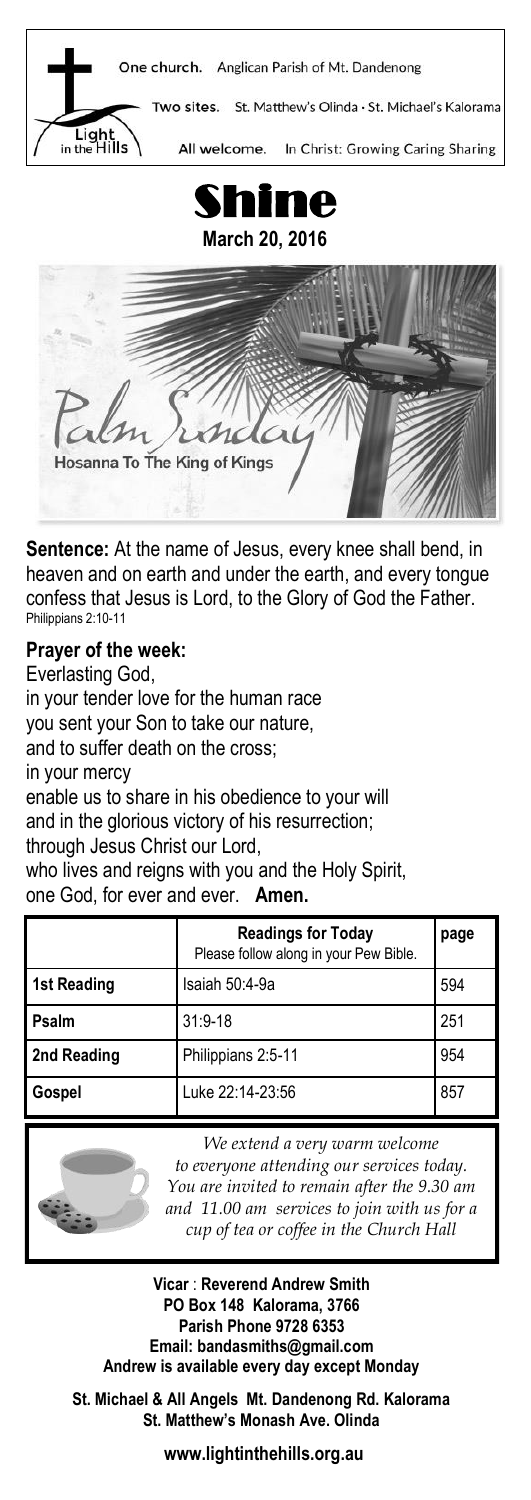One church. Anglican Parish of Mt. Dandenong

Two sites. St. Matthew's Olinda · St. Michael's Kalorama

Light in the Hills

All welcome. In Christ: Growing Caring Sharing

# Shine

**March 20, 2016**

Palm Sunday

Hosanna To The King of Kings

**Sentence:** At the name of Jesus, every knee shall bend, in heaven and on earth and under the earth, and every tongue confess that Jesus is Lord, to the Glory of God the Father. Philippians 2:10-11

**Prayer of the week:**

Everlasting God,
in your tender love for the human race
you sent your Son to take our nature,
and to suffer death on the cross;
in your mercy
enable us to share in his obedience to your will
and in the glorious victory of his resurrection;
through Jesus Christ our Lord,
who lives and reigns with you and the Holy Spirit,
one God, for ever and ever. **Amen.**

| | **Readings for Today** Please follow along in your Pew Bible. | **page** |
|---|---|---|
| **1st Reading** | Isaiah 50:4-9a | 594 |
| **Psalm** | 31:9-18 | 251 |
| **2nd Reading** | Philippians 2:5-11 | 954 |
| **Gospel** | Luke 22:14-23:56 | 857 |

*We extend a very warm welcome to everyone attending our services today. You are invited to remain after the 9.30 am and 11.00 am services to join with us for a cup of tea or coffee in the Church Hall*

**Vicar** : **Reverend Andrew Smith**
**PO Box 148 Kalorama, 3766**
**Parish Phone 9728 6353**
**Email: bandasmiths@gmail.com**
**Andrew is available every day except Monday**

**St. Michael & All Angels Mt. Dandenong Rd. Kalorama**
**St. Matthew's Monash Ave. Olinda**

**www.lightinthehills.org.au**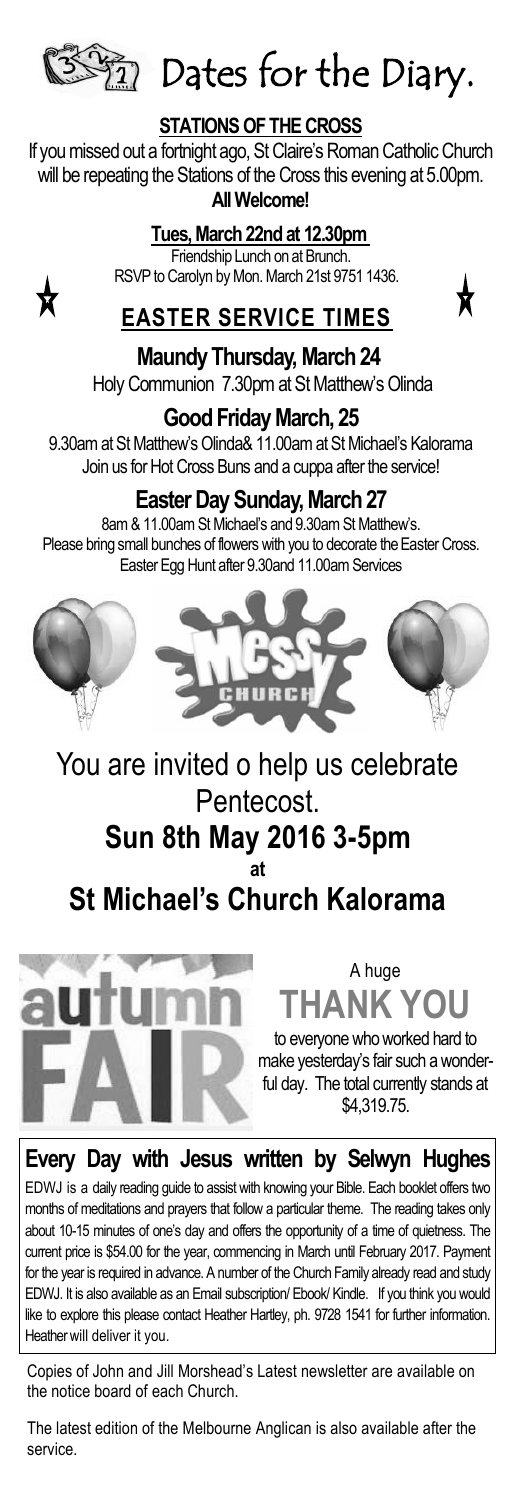# Dates for the Diary.

## STATIONS OF THE CROSS

If you missed out a fortnight ago, St Claire's Roman Catholic Church will be repeating the Stations of the Cross this evening at 5.00pm.

**All Welcome!**

**Tues, March 22nd at 12.30pm**

Friendship Lunch on at Brunch.
RSVP to Carolyn by Mon. March 21st 9751 1436.

## EASTER SERVICE TIMES

### Maundy Thursday, March 24

Holy Communion 7.30pm at St Matthew's Olinda

### Good Friday March, 25

9.30am at St Matthew's Olinda& 11.00am at St Michael's Kalorama
Join us for Hot Cross Buns and a cuppa after the service!

### Easter Day Sunday, March 27

8am & 11.00am St Michael's and 9.30am St Matthew's.
Please bring small bunches of flowers with you to decorate the Easter Cross.
Easter Egg Hunt after 9.30and 11.00am Services

MESSY CHURCH

You are invited o help us celebrate Pentecost.

**Sun 8th May 2016 3-5pm**

**at**

**St Michael's Church Kalorama**

autumn FAIR

A huge

**THANK YOU**

to everyone who worked hard to make yesterday's fair such a wonderful day. The total currently stands at $4,319.75.

## Every Day with Jesus written by Selwyn Hughes

EDWJ is a daily reading guide to assist with knowing your Bible. Each booklet offers two months of meditations and prayers that follow a particular theme. The reading takes only about 10-15 minutes of one's day and offers the opportunity of a time of quietness. The current price is $54.00 for the year, commencing in March until February 2017. Payment for the year is required in advance. A number of the Church Family already read and study EDWJ. It is also available as an Email subscription/ Ebook/ Kindle. If you think you would like to explore this please contact Heather Hartley, ph. 9728 1541 for further information. Heather will deliver it you.

Copies of John and Jill Morshead's Latest newsletter are available on the notice board of each Church.

The latest edition of the Melbourne Anglican is also available after the service.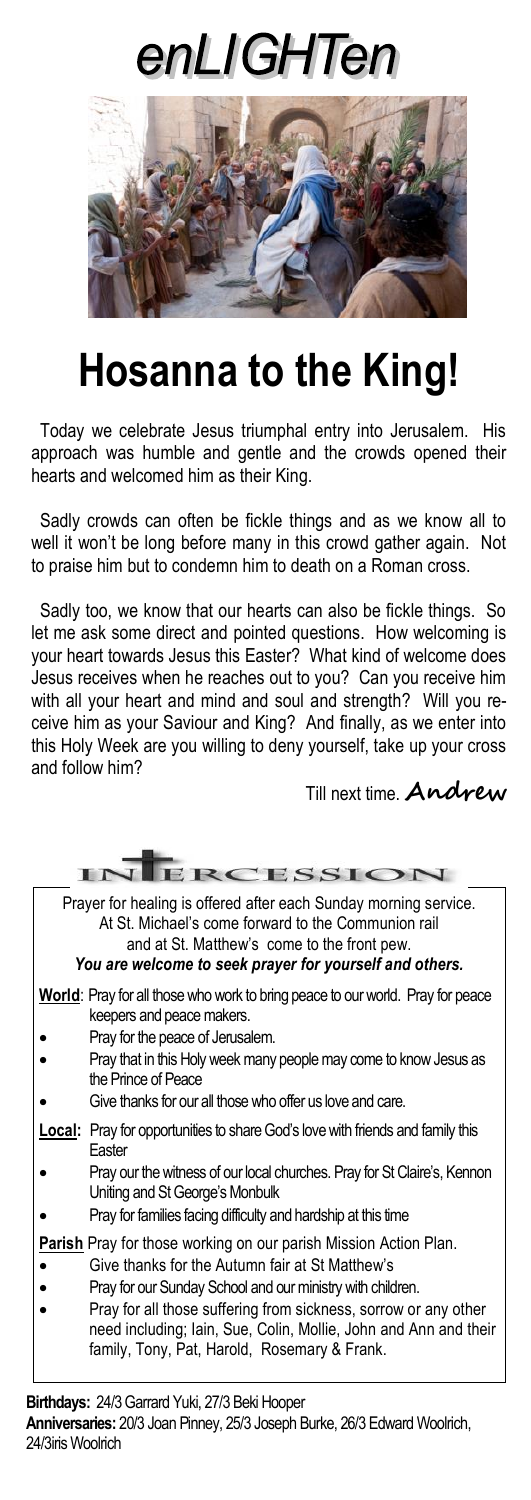# enLIGHTen

# Hosanna to the King!

Today we celebrate Jesus triumphal entry into Jerusalem. His approach was humble and gentle and the crowds opened their hearts and welcomed him as their King.

Sadly crowds can often be fickle things and as we know all to well it won't be long before many in this crowd gather again. Not to praise him but to condemn him to death on a Roman cross.

Sadly too, we know that our hearts can also be fickle things. So let me ask some direct and pointed questions. How welcoming is your heart towards Jesus this Easter? What kind of welcome does Jesus receives when he reaches out to you? Can you receive him with all your heart and mind and soul and strength? Will you receive him as your Saviour and King? And finally, as we enter into this Holy Week are you willing to deny yourself, take up your cross and follow him?

Till next time. **Andrew**

## INTERCESSION

Prayer for healing is offered after each Sunday morning service. At St. Michael's come forward to the Communion rail and at St. Matthew's come to the front pew.

***You are welcome to seek prayer for yourself and others.***

**World**: Pray for all those who work to bring peace to our world. Pray for peace keepers and peace makers.

- Pray for the peace of Jerusalem.
- Pray that in this Holy week many people may come to know Jesus as the Prince of Peace
- Give thanks for our all those who offer us love and care.

**Local:** Pray for opportunities to share God's love with friends and family this Easter

- Pray our the witness of our local churches. Pray for St Claire's, Kennon Uniting and St George's Monbulk
- Pray for families facing difficulty and hardship at this time

**Parish** Pray for those working on our parish Mission Action Plan.

- Give thanks for the Autumn fair at St Matthew's
- Pray for our Sunday School and our ministry with children.
- Pray for all those suffering from sickness, sorrow or any other need including; Iain, Sue, Colin, Mollie, John and Ann and their family, Tony, Pat, Harold, Rosemary & Frank.

**Birthdays:** 24/3 Garrard Yuki, 27/3 Beki Hooper

**Anniversaries:** 20/3 Joan Pinney, 25/3 Joseph Burke, 26/3 Edward Woolrich, 24/3iris Woolrich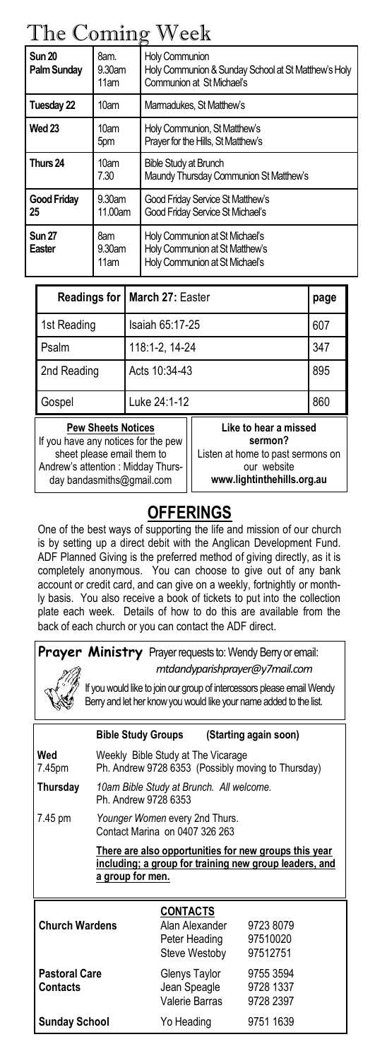# The Coming Week

| | | |
|---|---|---|
| **Sun 20 Palm Sunday** | 8am.<br>9.30am<br>11am | Holy Communion<br>Holy Communion & Sunday School at St Matthew's Holy Communion at St Michael's |
| **Tuesday 22** | 10am | Marmadukes, St Matthew's |
| **Wed 23** | 10am<br>5pm | Holy Communion, St Matthew's<br>Prayer for the Hills, St Matthew's |
| **Thurs 24** | 10am<br>7.30 | Bible Study at Brunch<br>Maundy Thursday Communion St Matthew's |
| **Good Friday 25** | 9.30am<br>11.00am | Good Friday Service St Matthew's<br>Good Friday Service St Michael's |
| **Sun 27 Easter** | 8am<br>9.30am<br>11am | Holy Communion at St Michael's<br>Holy Communion at St Matthew's<br>Holy Communion at St Michael's |

| **Readings for** | **March 27:** Easter | **page** |
|---|---|---|
| 1st Reading | Isaiah 65:17-25 | 607 |
| Psalm | 118:1-2, 14-24 | 347 |
| 2nd Reading | Acts 10:34-43 | 895 |
| Gospel | Luke 24:1-12 | 860 |

**Pew Sheets Notices**

If you have any notices for the pew sheet please email them to Andrew's attention : Midday Thursday bandasmiths@gmail.com

**Like to hear a missed sermon?**

Listen at home to past sermons on our website
**www.lightinthehills.org.au**

## OFFERINGS

One of the best ways of supporting the life and mission of our church is by setting up a direct debit with the Anglican Development Fund. ADF Planned Giving is the preferred method of giving directly, as it is completely anonymous. You can choose to give out of any bank account or credit card, and can give on a weekly, fortnightly or monthly basis. You also receive a book of tickets to put into the collection plate each week. Details of how to do this are available from the back of each church or you can contact the ADF direct.

**Prayer Ministry** Prayer requests to: Wendy Berry or email:
*mtdandyparishprayer@y7mail.com*

If you would like to join our group of intercessors please email Wendy Berry and let her know you would like your name added to the list.

**Bible Study Groups (Starting again soon)**

| | |
|---|---|
| **Wed** 7.45pm | Weekly Bible Study at The Vicarage<br>Ph. Andrew 9728 6353 (Possibly moving to Thursday) |
| **Thursday** | *10am Bible Study at Brunch. All welcome.*<br>Ph. Andrew 9728 6353 |
| 7.45 pm | *Younger Women* every 2nd Thurs.<br>Contact Marina on 0407 326 263 |

**There are also opportunities for new groups this year including; a group for training new group leaders, and a group for men.**

**CONTACTS**

| | | |
|---|---|---|
| **Church Wardens** | Alan Alexander<br>Peter Heading<br>Steve Westoby | 9723 8079<br>97510020<br>97512751 |
| **Pastoral Care Contacts** | Glenys Taylor<br>Jean Speagle<br>Valerie Barras | 9755 3594<br>9728 1337<br>9728 2397 |
| **Sunday School** | Yo Heading | 9751 1639 |